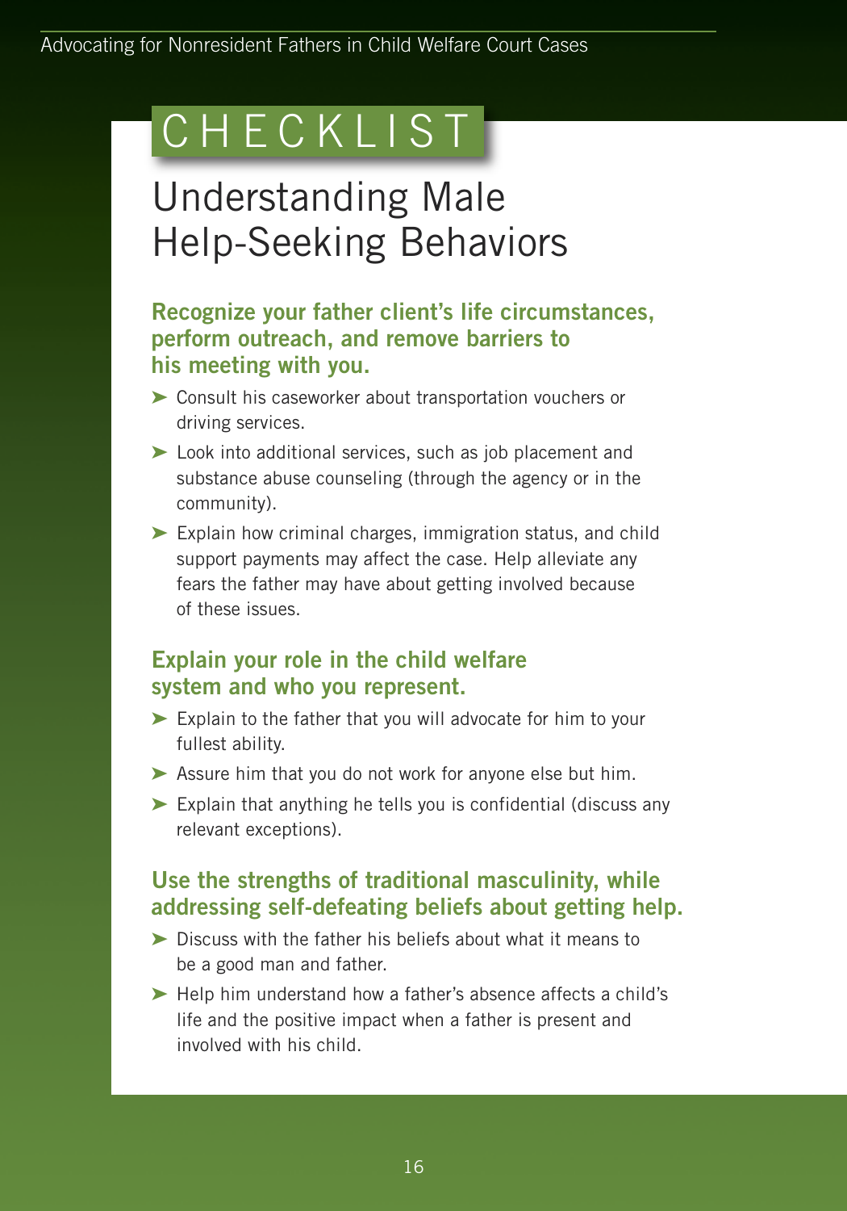# CHECKLIST

## Understanding Male Help-Seeking Behaviors

### Recognize your father client's life circumstances, perform outreach, and remove barriers to his meeting with you.

- Consult his caseworker about transportation vouchers or driving services.
- Look into additional services, such as job placement and substance abuse counseling (through the agency or in the community).
- Explain how criminal charges, immigration status, and child support payments may affect the case. Help alleviate any fears the father may have about getting involved because of these issues.

### Explain your role in the child welfare system and who you represent.

- Explain to the father that you will advocate for him to your fullest ability.
- Assure him that you do not work for anyone else but him.
- Explain that anything he tells you is confidential (discuss any relevant exceptions).

### Use the strengths of traditional masculinity, while addressing self-defeating beliefs about getting help.

- Discuss with the father his beliefs about what it means to be a good man and father.
- Help him understand how a father's absence affects a child's life and the positive impact when a father is present and involved with his child.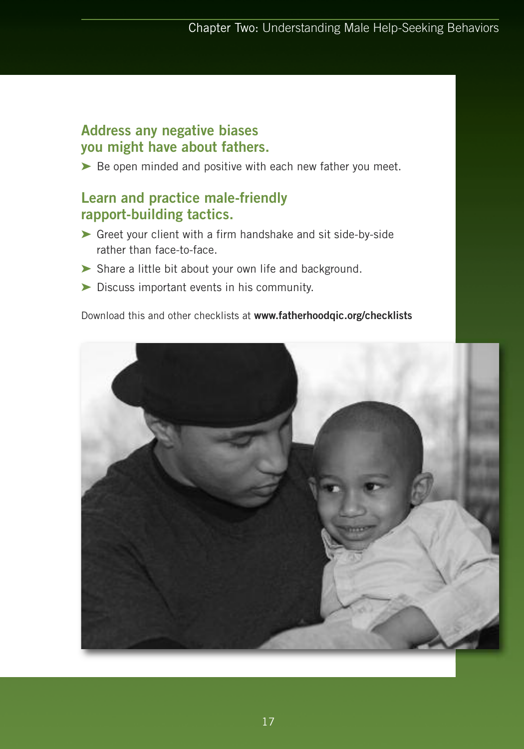## Address any negative biases you might have about fathers.

- Be open minded and positive with each new father you meet.

## Learn and practice male-friendly rapport-building tactics.

- Greet your client with a firm handshake and sit side-by-side rather than face-to-face.
- Share a little bit about your own life and background.
- Discuss important events in his community.

Download this and other checklists at **www.fatherhoodqic.org/checklists**